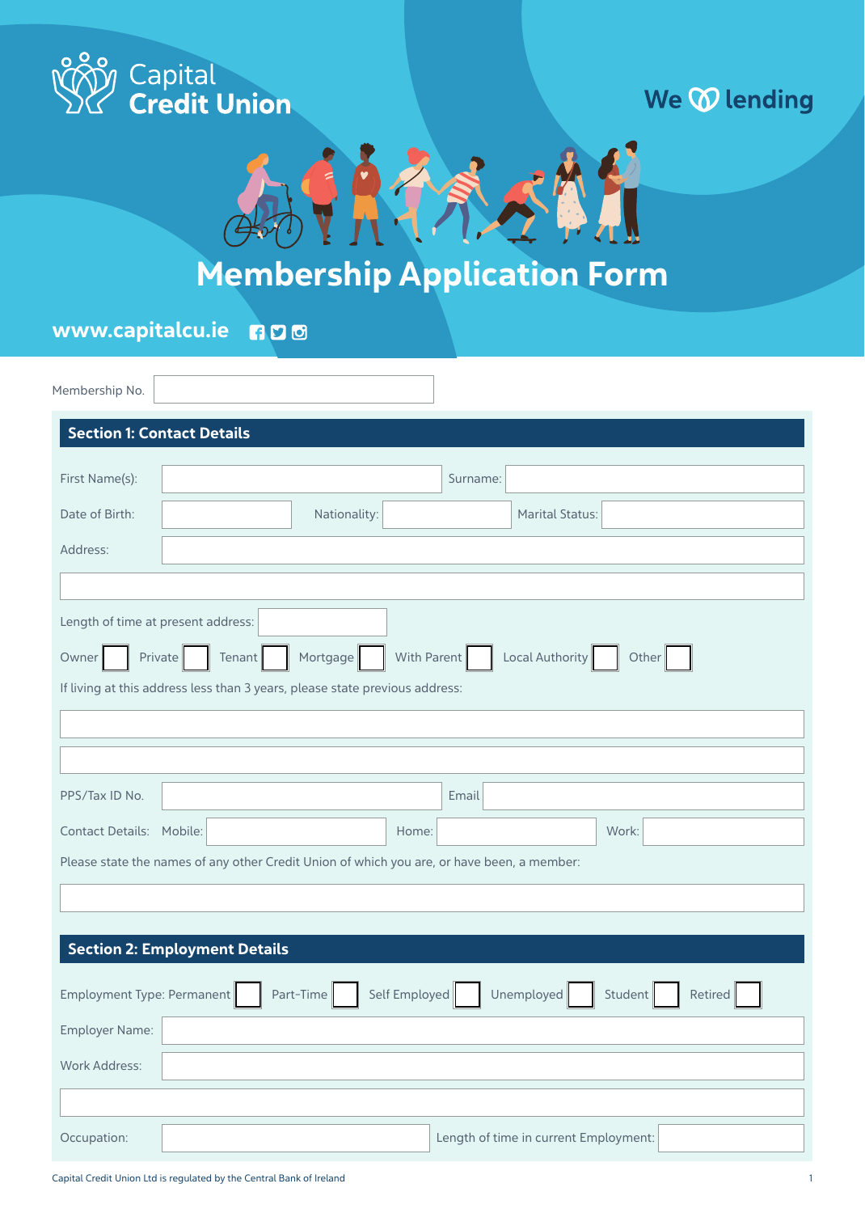Capital Credit Union

We ♡ lending

# Membership Application Form

www.capitalcu.ie

Membership No. ____________

## Section 1: Contact Details

First Name(s): ____________ Surname: ____________

Date of Birth: ____________ Nationality: ____________ Marital Status: ____________

Address: ____________

____________

Length of time at present address: ____________

Owner ☐ Private ☐ Tenant ☐ Mortgage ☐ With Parent ☐ Local Authority ☐ Other ☐

If living at this address less than 3 years, please state previous address:

____________

____________

PPS/Tax ID No. ____________ Email ____________

Contact Details: Mobile: ____________ Home: ____________ Work: ____________

Please state the names of any other Credit Union of which you are, or have been, a member:

____________

## Section 2: Employment Details

Employment Type: Permanent ☐ Part-Time ☐ Self Employed ☐ Unemployed ☐ Student ☐ Retired ☐

Employer Name: ____________

Work Address: ____________

____________

Occupation: ____________ Length of time in current Employment: ____________

Capital Credit Union Ltd is regulated by the Central Bank of Ireland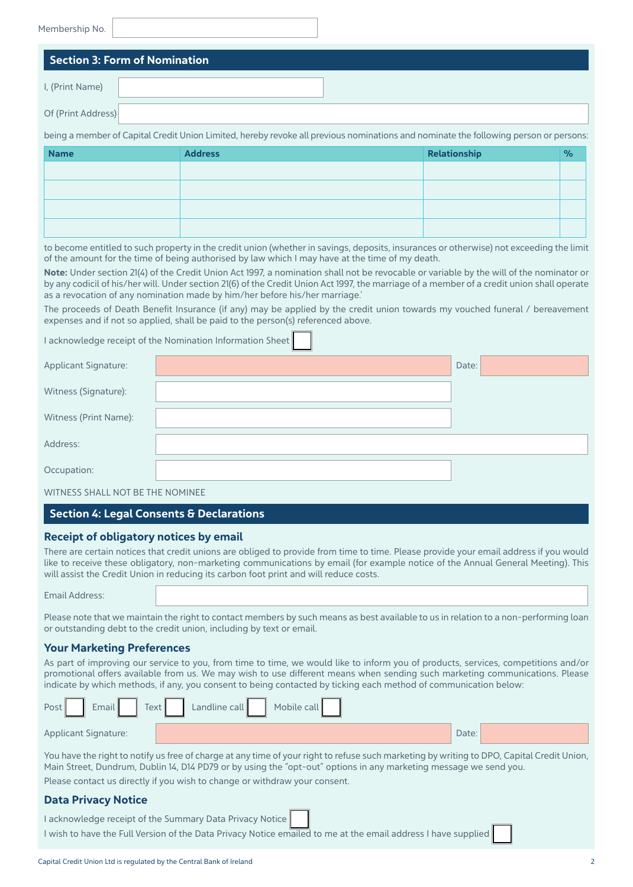Membership No.

## Section 3: Form of Nomination

I, (Print Name)

Of (Print Address)

being a member of Capital Credit Union Limited, hereby revoke all previous nominations and nominate the following person or persons:

| Name | Address | Relationship | % |
|---|---|---|---|
| | | | |
| | | | |
| | | | |
| | | | |

to become entitled to such property in the credit union (whether in savings, deposits, insurances or otherwise) not exceeding the limit of the amount for the time of being authorised by law which I may have at the time of my death.

**Note:** Under section 21(4) of the Credit Union Act 1997, a nomination shall not be revocable or variable by the will of the nominator or by any codicil of his/her will. Under section 21(6) of the Credit Union Act 1997, the marriage of a member of a credit union shall operate as a revocation of any nomination made by him/her before his/her marriage.'

The proceeds of Death Benefit Insurance (if any) may be applied by the credit union towards my vouched funeral / bereavement expenses and if not so applied, shall be paid to the person(s) referenced above.

I acknowledge receipt of the Nomination Information Sheet ☐

Applicant Signature: Date:

Witness (Signature):

Witness (Print Name):

Address:

Occupation:

WITNESS SHALL NOT BE THE NOMINEE

## Section 4: Legal Consents & Declarations

### Receipt of obligatory notices by email

There are certain notices that credit unions are obliged to provide from time to time. Please provide your email address if you would like to receive these obligatory, non-marketing communications by email (for example notice of the Annual General Meeting). This will assist the Credit Union in reducing its carbon foot print and will reduce costs.

Email Address:

Please note that we maintain the right to contact members by such means as best available to us in relation to a non-performing loan or outstanding debt to the credit union, including by text or email.

### Your Marketing Preferences

As part of improving our service to you, from time to time, we would like to inform you of products, services, competitions and/or promotional offers available from us. We may wish to use different means when sending such marketing communications. Please indicate by which methods, if any, you consent to being contacted by ticking each method of communication below:

Post ☐ Email ☐ Text ☐ Landline call ☐ Mobile call ☐

Applicant Signature: Date:

You have the right to notify us free of charge at any time of your right to refuse such marketing by writing to DPO, Capital Credit Union, Main Street, Dundrum, Dublin 14, D14 PD79 or by using the "opt-out" options in any marketing message we send you.

Please contact us directly if you wish to change or withdraw your consent.

### Data Privacy Notice

I acknowledge receipt of the Summary Data Privacy Notice ☐

I wish to have the Full Version of the Data Privacy Notice emailed to me at the email address I have supplied ☐

Capital Credit Union Ltd is regulated by the Central Bank of Ireland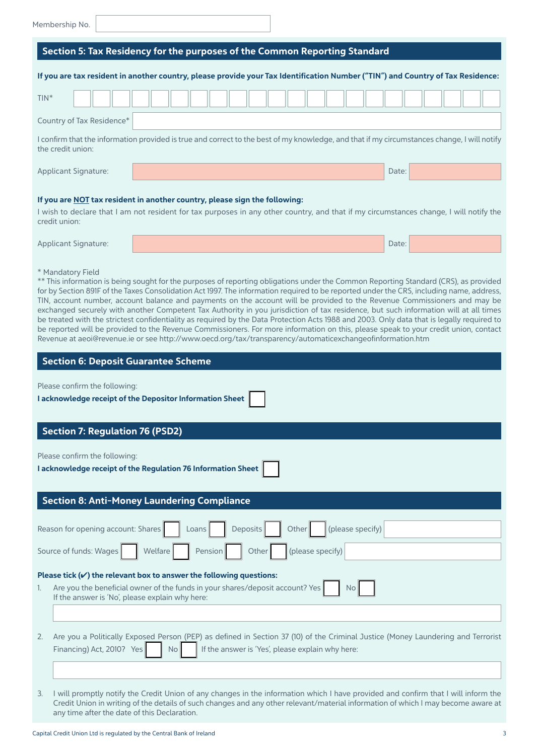Membership No. ____________

## Section 5: Tax Residency for the purposes of the Common Reporting Standard

**If you are tax resident in another country, please provide your Tax Identification Number ("TIN") and Country of Tax Residence:**

TIN* ____________

Country of Tax Residence* ____________

I confirm that the information provided is true and correct to the best of my knowledge, and that if my circumstances change, I will notify the credit union:

Applicant Signature: ____________ Date: ____________

**If you are <u>NOT</u> tax resident in another country, please sign the following:**

I wish to declare that I am not resident for tax purposes in any other country, and that if my circumstances change, I will notify the credit union:

Applicant Signature: ____________ Date: ____________

\* Mandatory Field

** This information is being sought for the purposes of reporting obligations under the Common Reporting Standard (CRS), as provided for by Section 891F of the Taxes Consolidation Act 1997. The information required to be reported under the CRS, including name, address, TIN, account number, account balance and payments on the account will be provided to the Revenue Commissioners and may be exchanged securely with another Competent Tax Authority in you jurisdiction of tax residence, but such information will at all times be treated with the strictest confidentiality as required by the Data Protection Acts 1988 and 2003. Only data that is legally required to be reported will be provided to the Revenue Commissioners. For more information on this, please speak to your credit union, contact Revenue at aeoi@revenue.ie or see http://www.oecd.org/tax/transparency/automaticexchangeofinformation.htm

## Section 6: Deposit Guarantee Scheme

Please confirm the following:

**I acknowledge receipt of the Depositor Information Sheet** ☐

## Section 7: Regulation 76 (PSD2)

Please confirm the following:

**I acknowledge receipt of the Regulation 76 Information Sheet** ☐

## Section 8: Anti-Money Laundering Compliance

Reason for opening account: Shares ☐ Loans ☐ Deposits ☐ Other ☐ (please specify) ____________

Source of funds: Wages ☐ Welfare ☐ Pension ☐ Other ☐ (please specify) ____________

**Please tick (✔) the relevant box to answer the following questions:**

1. Are you the beneficial owner of the funds in your shares/deposit account? Yes ☐ No ☐
   If the answer is 'No', please explain why here:
   ____________
2. Are you a Politically Exposed Person (PEP) as defined in Section 37 (10) of the Criminal Justice (Money Laundering and Terrorist Financing) Act, 2010? Yes ☐ No ☐ If the answer is 'Yes', please explain why here:
   ____________
3. I will promptly notify the Credit Union of any changes in the information which I have provided and confirm that I will inform the Credit Union in writing of the details of such changes and any other relevant/material information of which I may become aware at any time after the date of this Declaration.

Capital Credit Union Ltd is regulated by the Central Bank of Ireland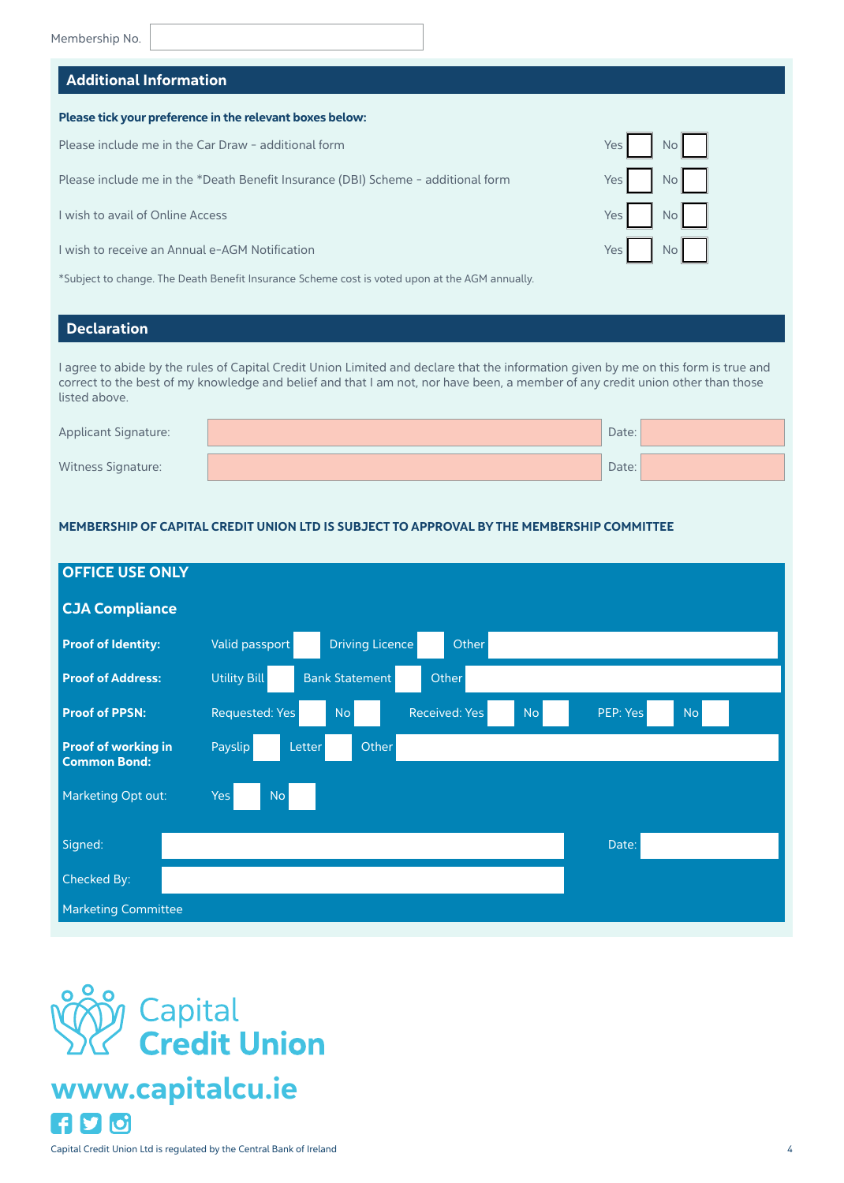Membership No.

## Additional Information

**Please tick your preference in the relevant boxes below:**

| | | |
|---|---|---|
| Please include me in the Car Draw - additional form | Yes ☐ | No ☐ |
| Please include me in the *Death Benefit Insurance (DBI) Scheme - additional form | Yes ☐ | No ☐ |
| I wish to avail of Online Access | Yes ☐ | No ☐ |
| I wish to receive an Annual e-AGM Notification | Yes ☐ | No ☐ |

*Subject to change. The Death Benefit Insurance Scheme cost is voted upon at the AGM annually.

## Declaration

I agree to abide by the rules of Capital Credit Union Limited and declare that the information given by me on this form is true and correct to the best of my knowledge and belief and that I am not, nor have been, a member of any credit union other than those listed above.

| | | | |
|---|---|---|---|
| Applicant Signature: | | Date: | |
| Witness Signature: | | Date: | |

**MEMBERSHIP OF CAPITAL CREDIT UNION LTD IS SUBJECT TO APPROVAL BY THE MEMBERSHIP COMMITTEE**

## OFFICE USE ONLY

### CJA Compliance

**Proof of Identity:** Valid passport ☐ Driving Licence ☐ Other

**Proof of Address:** Utility Bill ☐ Bank Statement ☐ Other

**Proof of PPSN:** Requested: Yes ☐ No ☐ Received: Yes ☐ No ☐ PEP: Yes ☐ No ☐

**Proof of working in Common Bond:** Payslip ☐ Letter ☐ Other

Marketing Opt out: Yes ☐ No ☐

Signed: Date:

Checked By:

Marketing Committee

Capital Credit Union

**www.capitalcu.ie**

Capital Credit Union Ltd is regulated by the Central Bank of Ireland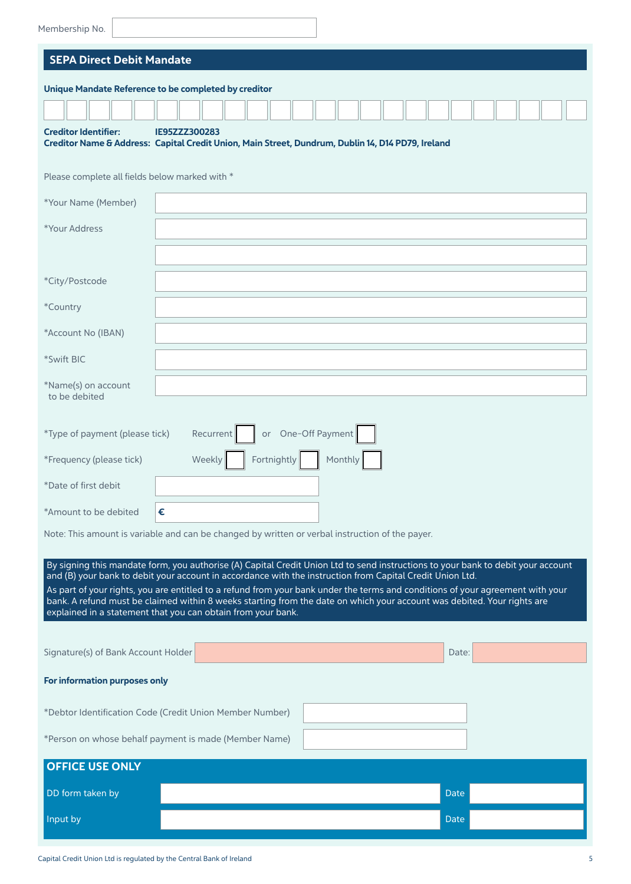Membership No. \_\_\_\_\_\_\_\_\_\_\_\_\_\_\_\_

## SEPA Direct Debit Mandate

**Unique Mandate Reference to be completed by creditor**

| | | | | | | | | | | | | | | | | | | | | | | | |
|---|---|---|---|---|---|---|---|---|---|---|---|---|---|---|---|---|---|---|---|---|---|---|---|
| | | | | | | | | | | | | | | | | | | | | | | | |

**Creditor Identifier:** **IE95ZZZ300283**
**Creditor Name & Address:** **Capital Credit Union, Main Street, Dundrum, Dublin 14, D14 PD79, Ireland**

Please complete all fields below marked with *

| | |
|---|---|
| *Your Name (Member) | |
| *Your Address | |
| | |
| *City/Postcode | |
| *Country | |
| *Account No (IBAN) | |
| *Swift BIC | |
| *Name(s) on account to be debited | |

*Type of payment (please tick) Recurrent ☐ or One-Off Payment ☐

*Frequency (please tick) Weekly ☐ Fortnightly ☐ Monthly ☐

*Date of first debit \_\_\_\_\_\_\_\_\_\_

*Amount to be debited € \_\_\_\_\_\_\_\_\_\_

Note: This amount is variable and can be changed by written or verbal instruction of the payer.

By signing this mandate form, you authorise (A) Capital Credit Union Ltd to send instructions to your bank to debit your account and (B) your bank to debit your account in accordance with the instruction from Capital Credit Union Ltd.

As part of your rights, you are entitled to a refund from your bank under the terms and conditions of your agreement with your bank. A refund must be claimed within 8 weeks starting from the date on which your account was debited. Your rights are explained in a statement that you can obtain from your bank.

Signature(s) of Bank Account Holder \_\_\_\_\_\_\_\_\_\_ Date: \_\_\_\_\_\_\_\_\_\_

**For information purposes only**

*Debtor Identification Code (Credit Union Member Number) \_\_\_\_\_\_\_\_\_\_

*Person on whose behalf payment is made (Member Name) \_\_\_\_\_\_\_\_\_\_

### OFFICE USE ONLY

| | | | |
|---|---|---|---|
| DD form taken by | | Date | |
| Input by | | Date | |

Capital Credit Union Ltd is regulated by the Central Bank of Ireland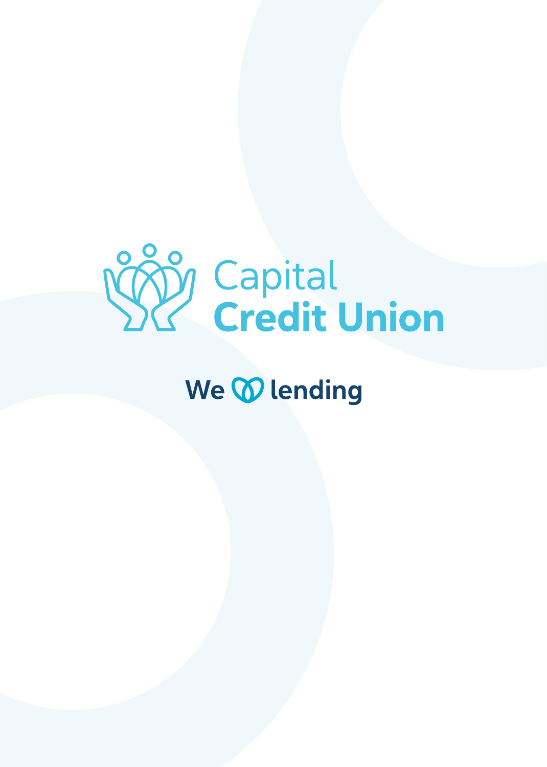Capital
**Credit Union**

We ♥ lending